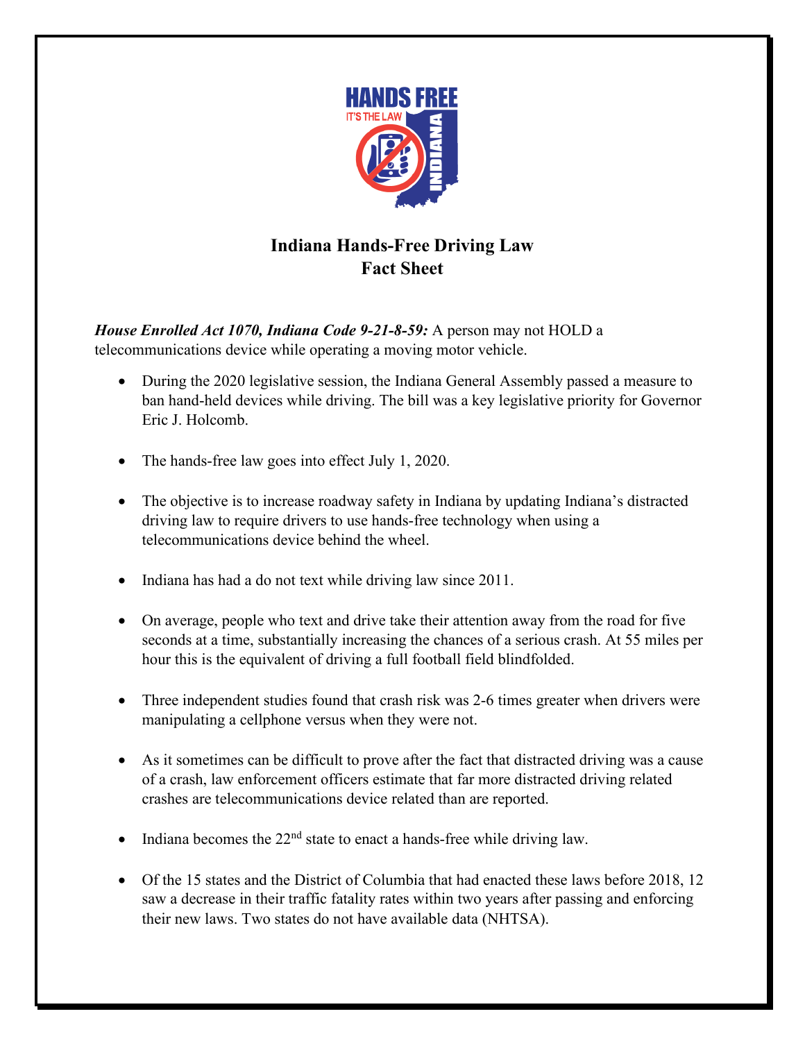# Indiana Hands-Free Driving Law
# Fact Sheet

***House Enrolled Act 1070, Indiana Code 9-21-8-59:*** A person may not HOLD a telecommunications device while operating a moving motor vehicle.

- During the 2020 legislative session, the Indiana General Assembly passed a measure to ban hand-held devices while driving. The bill was a key legislative priority for Governor Eric J. Holcomb.
- The hands-free law goes into effect July 1, 2020.
- The objective is to increase roadway safety in Indiana by updating Indiana's distracted driving law to require drivers to use hands-free technology when using a telecommunications device behind the wheel.
- Indiana has had a do not text while driving law since 2011.
- On average, people who text and drive take their attention away from the road for five seconds at a time, substantially increasing the chances of a serious crash. At 55 miles per hour this is the equivalent of driving a full football field blindfolded.
- Three independent studies found that crash risk was 2-6 times greater when drivers were manipulating a cellphone versus when they were not.
- As it sometimes can be difficult to prove after the fact that distracted driving was a cause of a crash, law enforcement officers estimate that far more distracted driving related crashes are telecommunications device related than are reported.
- Indiana becomes the 22nd state to enact a hands-free while driving law.
- Of the 15 states and the District of Columbia that had enacted these laws before 2018, 12 saw a decrease in their traffic fatality rates within two years after passing and enforcing their new laws. Two states do not have available data (NHTSA).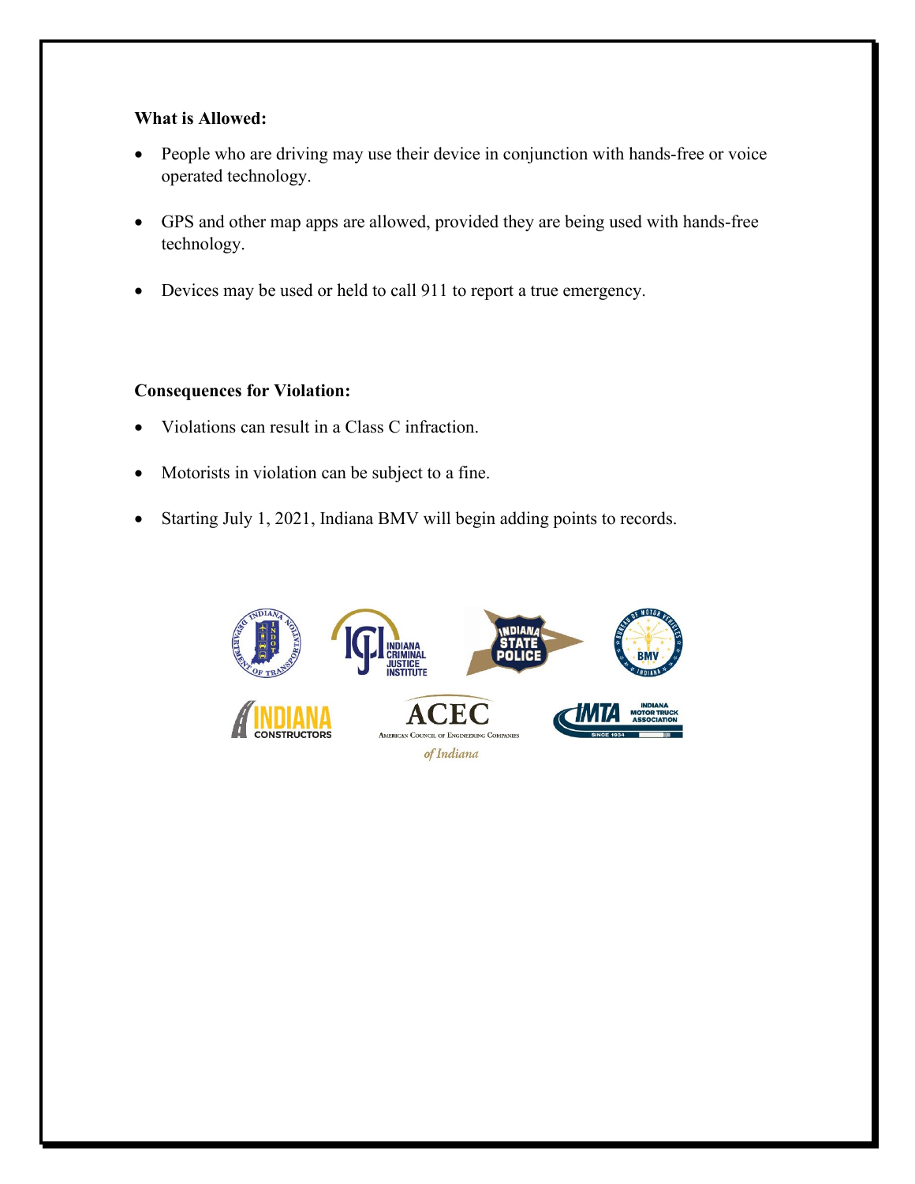**What is Allowed:**

- People who are driving may use their device in conjunction with hands-free or voice operated technology.
- GPS and other map apps are allowed, provided they are being used with hands-free technology.
- Devices may be used or held to call 911 to report a true emergency.

**Consequences for Violation:**

- Violations can result in a Class C infraction.
- Motorists in violation can be subject to a fine.
- Starting July 1, 2021, Indiana BMV will begin adding points to records.